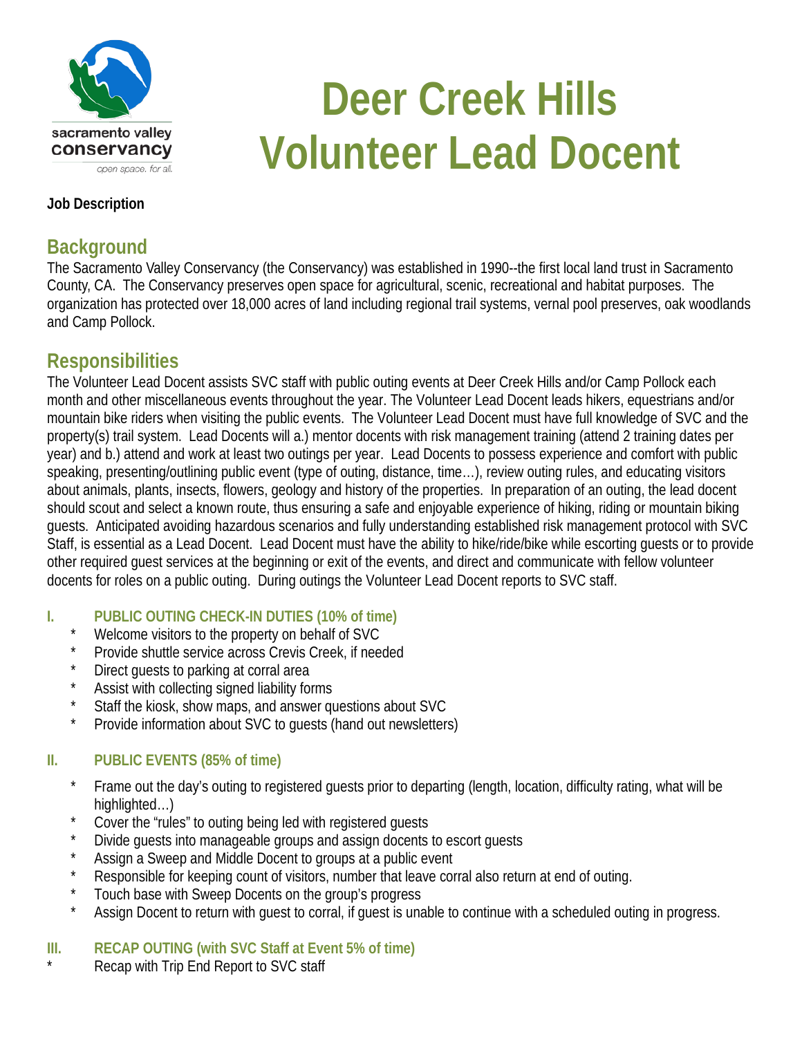sacramento valley conservancy

open space. for all.

# Deer Creek Hills Volunteer Lead Docent

**Job Description**

## Background

The Sacramento Valley Conservancy (the Conservancy) was established in 1990--the first local land trust in Sacramento County, CA. The Conservancy preserves open space for agricultural, scenic, recreational and habitat purposes. The organization has protected over 18,000 acres of land including regional trail systems, vernal pool preserves, oak woodlands and Camp Pollock.

## Responsibilities

The Volunteer Lead Docent assists SVC staff with public outing events at Deer Creek Hills and/or Camp Pollock each month and other miscellaneous events throughout the year. The Volunteer Lead Docent leads hikers, equestrians and/or mountain bike riders when visiting the public events. The Volunteer Lead Docent must have full knowledge of SVC and the property(s) trail system. Lead Docents will a.) mentor docents with risk management training (attend 2 training dates per year) and b.) attend and work at least two outings per year. Lead Docents to possess experience and comfort with public speaking, presenting/outlining public event (type of outing, distance, time…), review outing rules, and educating visitors about animals, plants, insects, flowers, geology and history of the properties. In preparation of an outing, the lead docent should scout and select a known route, thus ensuring a safe and enjoyable experience of hiking, riding or mountain biking guests. Anticipated avoiding hazardous scenarios and fully understanding established risk management protocol with SVC Staff, is essential as a Lead Docent. Lead Docent must have the ability to hike/ride/bike while escorting guests or to provide other required guest services at the beginning or exit of the events, and direct and communicate with fellow volunteer docents for roles on a public outing. During outings the Volunteer Lead Docent reports to SVC staff.

### I. PUBLIC OUTING CHECK-IN DUTIES (10% of time)

* Welcome visitors to the property on behalf of SVC
* Provide shuttle service across Crevis Creek, if needed
* Direct guests to parking at corral area
* Assist with collecting signed liability forms
* Staff the kiosk, show maps, and answer questions about SVC
* Provide information about SVC to guests (hand out newsletters)

### II. PUBLIC EVENTS (85% of time)

* Frame out the day's outing to registered guests prior to departing (length, location, difficulty rating, what will be highlighted…)
* Cover the "rules" to outing being led with registered guests
* Divide guests into manageable groups and assign docents to escort guests
* Assign a Sweep and Middle Docent to groups at a public event
* Responsible for keeping count of visitors, number that leave corral also return at end of outing.
* Touch base with Sweep Docents on the group's progress
* Assign Docent to return with guest to corral, if guest is unable to continue with a scheduled outing in progress.

### III. RECAP OUTING (with SVC Staff at Event 5% of time)

* Recap with Trip End Report to SVC staff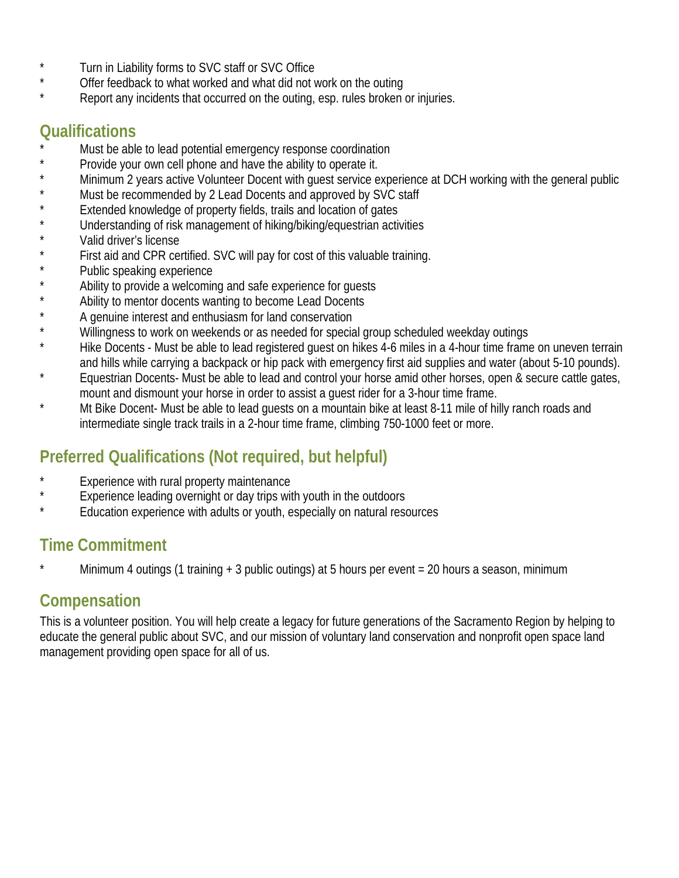* Turn in Liability forms to SVC staff or SVC Office
* Offer feedback to what worked and what did not work on the outing
* Report any incidents that occurred on the outing, esp. rules broken or injuries.

## Qualifications

* Must be able to lead potential emergency response coordination
* Provide your own cell phone and have the ability to operate it.
* Minimum 2 years active Volunteer Docent with guest service experience at DCH working with the general public
* Must be recommended by 2 Lead Docents and approved by SVC staff
* Extended knowledge of property fields, trails and location of gates
* Understanding of risk management of hiking/biking/equestrian activities
* Valid driver's license
* First aid and CPR certified. SVC will pay for cost of this valuable training.
* Public speaking experience
* Ability to provide a welcoming and safe experience for guests
* Ability to mentor docents wanting to become Lead Docents
* A genuine interest and enthusiasm for land conservation
* Willingness to work on weekends or as needed for special group scheduled weekday outings
* Hike Docents - Must be able to lead registered guest on hikes 4-6 miles in a 4-hour time frame on uneven terrain and hills while carrying a backpack or hip pack with emergency first aid supplies and water (about 5-10 pounds).
* Equestrian Docents- Must be able to lead and control your horse amid other horses, open & secure cattle gates, mount and dismount your horse in order to assist a guest rider for a 3-hour time frame.
* Mt Bike Docent- Must be able to lead guests on a mountain bike at least 8-11 mile of hilly ranch roads and intermediate single track trails in a 2-hour time frame, climbing 750-1000 feet or more.

## Preferred Qualifications (Not required, but helpful)

* Experience with rural property maintenance
* Experience leading overnight or day trips with youth in the outdoors
* Education experience with adults or youth, especially on natural resources

## Time Commitment

* Minimum 4 outings (1 training + 3 public outings) at 5 hours per event = 20 hours a season, minimum

## Compensation

This is a volunteer position. You will help create a legacy for future generations of the Sacramento Region by helping to educate the general public about SVC, and our mission of voluntary land conservation and nonprofit open space land management providing open space for all of us.